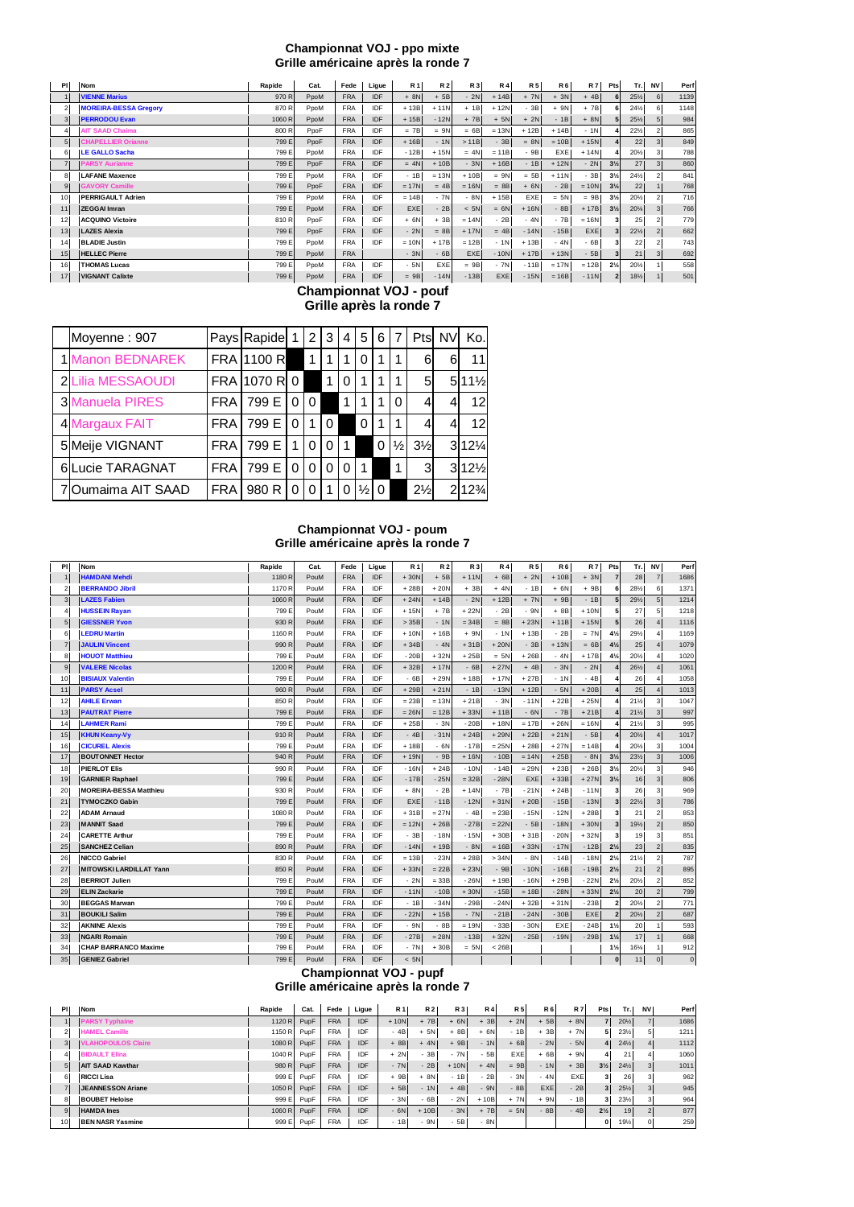## Championnat VOJ - ppo mixte
### Grille américaine après la ronde 7

| Pl | Nom | Rapide | Cat. | Fede | Ligue | R 1 | R 2 | R 3 | R 4 | R 5 | R 6 | R 7 | Pts | Tr. | NV | Perf |
|---|---|---|---|---|---|---|---|---|---|---|---|---|---|---|---|---|
| 1 | VIENNE Marius | 970 R | PpoM | FRA | IDF | + 8N | + 5B | - 2N | + 14B | + 7N | + 3N | + 4B | 6 | 25½ | 6 | 1139 |
| 2 | MOREIRA-BESSA Gregory | 870 R | PpoM | FRA | IDF | + 13B | + 11N | + 1B | + 12N | - 3B | + 9N | + 7B | 6 | 24½ | 6 | 1148 |
| 3 | PERRODOU Evan | 1060 R | PpoM | FRA | IDF | + 15B | - 12N | + 7B | + 5N | + 2N | - 1B | + 8N | 5 | 25½ | 5 | 984 |
| 4 | AIT SAAD Chaima | 800 R | PpoF | FRA | IDF | = 7B | = 9N | = 6B | = 13N | + 12B | + 14B | - 1N | 4 | 22½ | 2 | 865 |
| 5 | CHAPELLIER Orianne | 799 E | PpoF | FRA | IDF | + 16B | - 1N | > 11B | - 3B | = 8N | = 10B | + 15N | 4 | 22 | 3 | 849 |
| 6 | LE GALLO Sacha | 799 E | PpoM | FRA | IDF | - 12B | + 15N | = 4N | = 11B | - 9B | EXE | + 14N | 4 | 20½ | 3 | 788 |
| 7 | PARSY Aurianne | 799 E | PpoF | FRA | IDF | = 4N | + 10B | - 3N | + 16B | - 1B | + 12N | - 2N | 3½ | 27 | 3 | 860 |
| 8 | LAFANE Maxence | 799 E | PpoM | FRA | IDF | - 1B | = 13N | + 10B | = 9N | = 5B | + 11N | - 3B | 3½ | 24½ | 2 | 841 |
| 9 | GAVORY Camille | 799 E | PpoF | FRA | IDF | = 17N | = 4B | = 16N | = 8B | + 6N | - 2B | = 10N | 3½ | 22 | 1 | 768 |
| 10 | PERRIGAULT Adrien | 799 E | PpoM | FRA | IDF | = 14B | - 7N | - 8N | + 15B | EXE | = 5N | = 9B | 3½ | 20½ | 2 | 716 |
| 11 | ZEGGAI Imran | 799 E | PpoM | FRA | IDF | EXE | - 2B | < 5N | = 6N | + 16N | - 8B | + 17B | 3½ | 20½ | 3 | 766 |
| 12 | ACQUINO Victoire | 810 R | PpoF | FRA | IDF | + 6N | + 3B | = 14N | - 2B | - 4N | - 7B | = 16N | 3 | 25 | 2 | 779 |
| 13 | LAZES Alexia | 799 E | PpoF | FRA | IDF | - 2N | = 8B | + 17N | = 4B | - 14N | - 15B | EXE | 3 | 22½ | 2 | 662 |
| 14 | BLADIE Justin | 799 E | PpoM | FRA | IDF | = 10N | + 17B | = 12B | - 1N | + 13B | - 4N | - 6B | 3 | 22 | 2 | 743 |
| 15 | HELLEC Pierre | 799 E | PpoM | FRA | | - 3N | - 6B | EXE | - 10N | + 17B | + 13N | - 5B | 3 | 21 | 3 | 692 |
| 16 | THOMAS Lucas | 799 E | PpoM | FRA | IDF | - 5N | EXE | = 9B | - 7N | - 11B | = 17N | = 12B | 2½ | 20½ | 1 | 558 |
| 17 | VIGNANT Calixte | 799 E | PpoM | FRA | IDF | = 9B | - 14N | - 13B | EXE | - 15N | = 16B | - 11N | 2 | 18½ | 1 | 501 |

## Championnat VOJ - pouf
### Grille après la ronde 7

| | Moyenne : 907 | Pays | Rapide | 1 | 2 | 3 | 4 | 5 | 6 | 7 | Pts | NV | Ko. |
|---|---|---|---|---|---|---|---|---|---|---|---|---|---|
| 1 | Manon BEDNAREK | FRA | 1100 R | | 1 | 1 | 1 | 0 | 1 | 1 | 6 | 6 | 11 |
| 2 | Lilia MESSAOUDI | FRA | 1070 R | 0 | | 1 | 0 | 1 | 1 | 1 | 5 | 5 | 11½ |
| 3 | Manuela PIRES | FRA | 799 E | 0 | 0 | | 1 | 1 | 1 | 0 | 4 | 4 | 12 |
| 4 | Margaux FAIT | FRA | 799 E | 0 | 1 | 0 | | 0 | 1 | 1 | 4 | 4 | 12 |
| 5 | Meije VIGNANT | FRA | 799 E | 1 | 0 | 0 | 1 | | 0 | ½ | 3½ | 3 | 12¼ |
| 6 | Lucie TARAGNAT | FRA | 799 E | 0 | 0 | 0 | 0 | 1 | | 1 | 3 | 3 | 12½ |
| 7 | Oumaima AIT SAAD | FRA | 980 R | 0 | 0 | 1 | 0 | ½ | 0 | | 2½ | 2 | 12¾ |

## Championnat VOJ - poum
### Grille américaine après la ronde 7

| Pl | Nom | Rapide | Cat. | Fede | Ligue | R 1 | R 2 | R 3 | R 4 | R 5 | R 6 | R 7 | Pts | Tr. | NV | Perf |
|---|---|---|---|---|---|---|---|---|---|---|---|---|---|---|---|---|
| 1 | HAMDANI Mehdi | 1180 R | PouM | FRA | IDF | + 30N | + 5B | + 11N | + 6B | + 2N | + 10B | + 3N | 7 | 28 | 7 | 1686 |
| 2 | BERRANDO Jibril | 1170 R | PouM | FRA | IDF | + 28B | + 20N | + 3B | + 4N | - 1B | + 6N | + 9B | 6 | 28½ | 6 | 1371 |
| 3 | LAZES Fabien | 1060 R | PouM | FRA | IDF | + 24N | + 14B | - 2N | + 12B | + 7N | + 9B | - 1B | 5 | 29½ | 5 | 1214 |
| 4 | HUSSEIN Rayan | 799 E | PouM | FRA | IDF | + 15N | + 7B | + 22N | - 2B | - 9N | + 8B | + 10N | 5 | 27 | 5 | 1218 |
| 5 | GIESSNER Yvon | 930 R | PouM | FRA | IDF | > 35B | - 1N | = 34B | = 8B | + 23N | + 11B | + 15N | 5 | 26 | 4 | 1116 |
| 6 | LEDRU Martin | 1160 R | PouM | FRA | IDF | + 10N | + 16B | + 9N | - 1N | + 13B | - 2B | = 7N | 4½ | 29½ | 4 | 1169 |
| 7 | JAULIN Vincent | 990 R | PouM | FRA | IDF | + 34B | - 4N | + 31B | + 20N | - 3B | + 13N | = 6B | 4½ | 25 | 4 | 1079 |
| 8 | HOUOT Matthieu | 799 E | PouM | FRA | IDF | - 20B | + 32N | + 25B | = 5N | + 26B | - 4N | + 17B | 4½ | 20½ | 4 | 1020 |
| 9 | VALERE Nicolas | 1200 R | PouM | FRA | IDF | + 32B | + 17N | - 6B | + 27N | + 4B | - 3N | - 2N | 4 | 26½ | 4 | 1061 |
| 10 | BISIAUX Valentin | 799 E | PouM | FRA | IDF | - 6B | + 29N | + 18B | + 17N | + 27B | - 1N | - 4B | 4 | 26 | 4 | 1058 |
| 11 | PARSY Acsel | 960 R | PouM | FRA | IDF | + 29B | + 21N | - 1B | - 13N | + 12B | - 5N | + 20B | 4 | 25 | 4 | 1013 |
| 12 | AHILE Erwan | 850 R | PouM | FRA | IDF | = 23B | = 13N | + 21B | - 3N | - 11N | + 22B | + 25N | 4 | 21½ | 3 | 1047 |
| 13 | PAUTRAT Pierre | 799 E | PouM | FRA | IDF | = 26N | = 12B | + 33N | + 11B | - 6N | - 7B | + 21B | 4 | 21½ | 3 | 997 |
| 14 | LAHMER Rami | 799 E | PouM | FRA | IDF | + 25B | - 3N | - 20B | + 18N | = 17B | + 26N | = 16N | 4 | 21½ | 3 | 995 |
| 15 | KHUN Keany-Vy | 910 R | PouM | FRA | IDF | - 4B | - 31N | + 24B | + 29N | + 22B | + 21N | - 5B | 4 | 20½ | 4 | 1017 |
| 16 | CICUREL Alexis | 799 E | PouM | FRA | IDF | + 18B | - 6N | - 17B | = 25N | + 28B | + 27N | = 14B | 4 | 20½ | 3 | 1004 |
| 17 | BOUTONNET Hector | 940 R | PouM | FRA | IDF | + 19N | - 9B | + 16N | - 10B | = 14N | + 25B | - 8N | 3½ | 23½ | 3 | 1006 |
| 18 | PIERLOT Elis | 990 R | PouM | FRA | IDF | - 16N | + 24B | - 10N | - 14B | = 29N | + 23B | + 26B | 3½ | 20½ | 3 | 946 |
| 19 | GARNIER Raphael | 799 E | PouM | FRA | IDF | - 17B | - 25N | = 32B | - 28N | EXE | + 33B | + 27N | 3½ | 16 | 3 | 806 |
| 20 | MOREIRA-BESSA Matthieu | 930 R | PouM | FRA | IDF | + 8N | - 2B | + 14N | - 7B | - 21N | + 24B | - 11N | 3 | 26 | 3 | 969 |
| 21 | TYMOCZKO Gabin | 799 E | PouM | FRA | IDF | EXE | - 11B | - 12N | + 31N | + 20B | - 15B | - 13N | 3 | 22½ | 3 | 786 |
| 22 | ADAM Arnaud | 1080 R | PouM | FRA | IDF | + 31B | = 27N | - 4B | = 23B | - 15N | - 12N | + 28B | 3 | 21 | 2 | 853 |
| 23 | MANNIT Saad | 799 E | PouM | FRA | IDF | = 12N | + 26B | - 27B | = 22N | - 5B | - 18N | + 30N | 3 | 19½ | 2 | 850 |
| 24 | CARETTE Arthur | 799 E | PouM | FRA | IDF | - 3B | - 18N | - 15N | + 30B | + 31B | - 20N | + 32N | 3 | 19 | 3 | 851 |
| 25 | SANCHEZ Celian | 890 R | PouM | FRA | IDF | - 14N | + 19B | - 8N | = 16B | + 33N | - 17N | - 12B | 2½ | 23 | 2 | 835 |
| 26 | NICCO Gabriel | 830 R | PouM | FRA | IDF | = 13B | - 23N | + 28B | > 34N | - 8N | - 14B | - 18N | 2½ | 21½ | 2 | 787 |
| 27 | MITOWSKI LARDILLAT Yann | 850 R | PouM | FRA | IDF | + 33N | = 22B | + 23N | - 9B | - 10N | - 16B | - 19B | 2½ | 21 | 2 | 895 |
| 28 | BERRIOT Julien | 799 E | PouM | FRA | IDF | - 2N | = 33B | - 26N | + 19B | - 16N | + 29B | - 22N | 2½ | 20½ | 2 | 852 |
| 29 | ELIN Zackarie | 799 E | PouM | FRA | IDF | - 11N | - 10B | + 30N | - 15B | = 18B | - 28N | + 33N | 2½ | 20 | 2 | 799 |
| 30 | BEGGAS Marwan | 799 E | PouM | FRA | IDF | - 1B | - 34N | - 29B | - 24N | + 32B | + 31N | - 23B | 2 | 20½ | 2 | 771 |
| 31 | BOUKILI Salim | 799 E | PouM | FRA | IDF | - 22N | + 15B | - 7N | - 21B | - 24N | - 30B | EXE | 2 | 20½ | 2 | 687 |
| 32 | AKNINE Alexis | 799 E | PouM | FRA | IDF | - 9N | - 8B | = 19N | - 33B | - 30N | EXE | - 24B | 1½ | 20 | 1 | 593 |
| 33 | NGARI Romain | 799 E | PouM | FRA | IDF | - 27B | = 28N | - 13B | + 32N | - 25B | - 19N | - 29B | 1½ | 17 | 1 | 668 |
| 34 | CHAP BARRANCO Maxime | 799 E | PouM | FRA | IDF | - 7N | + 30B | = 5N | < 26B | | | | 1½ | 16½ | 1 | 912 |
| 35 | GENIEZ Gabriel | 799 E | PouM | FRA | IDF | < 5N | | | | | | | 0 | 11 | 0 | 0 |

## Championnat VOJ - pupf
### Grille américaine après la ronde 7

| Pl | Nom | Rapide | Cat. | Fede | Ligue | R 1 | R 2 | R 3 | R 4 | R 5 | R 6 | R 7 | Pts | Tr. | NV | Perf |
|---|---|---|---|---|---|---|---|---|---|---|---|---|---|---|---|---|
| 1 | PARSY Typhaine | 1120 R | PupF | FRA | IDF | + 10N | + 7B | + 6N | + 3B | + 2N | + 5B | + 8N | 7 | 20½ | 7 | 1686 |
| 2 | HAMEL Camille | 1150 R | PupF | FRA | IDF | - 4B | + 5N | + 8B | + 6N | - 1B | + 3B | + 7N | 5 | 23½ | 5 | 1211 |
| 3 | VLAHOPOULOS Claire | 1080 R | PupF | FRA | IDF | + 8B | + 4N | + 9B | - 1N | + 6B | - 2N | - 5N | 4 | 24½ | 4 | 1112 |
| 4 | BIDAULT Elina | 1040 R | PupF | FRA | IDF | + 2N | - 3B | - 7N | - 5B | EXE | + 6B | + 9N | 4 | 21 | 4 | 1060 |
| 5 | AIT SAAD Kawthar | 980 R | PupF | FRA | IDF | - 7N | - 2B | + 10N | + 4N | = 9B | - 1N | + 3B | 3½ | 24½ | 3 | 1011 |
| 6 | RICCI Lisa | 999 E | PupF | FRA | IDF | + 9B | + 8N | - 1B | - 2B | - 3N | - 4N | EXE | 3 | 26 | 3 | 962 |
| 7 | JEANNESSON Ariane | 1050 R | PupF | FRA | IDF | + 5B | - 1N | + 4B | - 9N | - 8B | EXE | - 2B | 3 | 25½ | 3 | 945 |
| 8 | BOUBET Heloise | 999 E | PupF | FRA | IDF | - 3N | - 6B | - 2N | + 10B | + 7N | + 9N | - 1B | 3 | 23½ | 3 | 964 |
| 9 | HAMDA Ines | 1060 R | PupF | FRA | IDF | - 6N | + 10B | - 3N | + 7B | = 5N | - 8B | - 4B | 2½ | 19 | 2 | 877 |
| 10 | BEN NASR Yasmine | 999 E | PupF | FRA | IDF | - 1B | - 9N | - 5B | - 8N | | | | 0 | 19½ | 0 | 259 |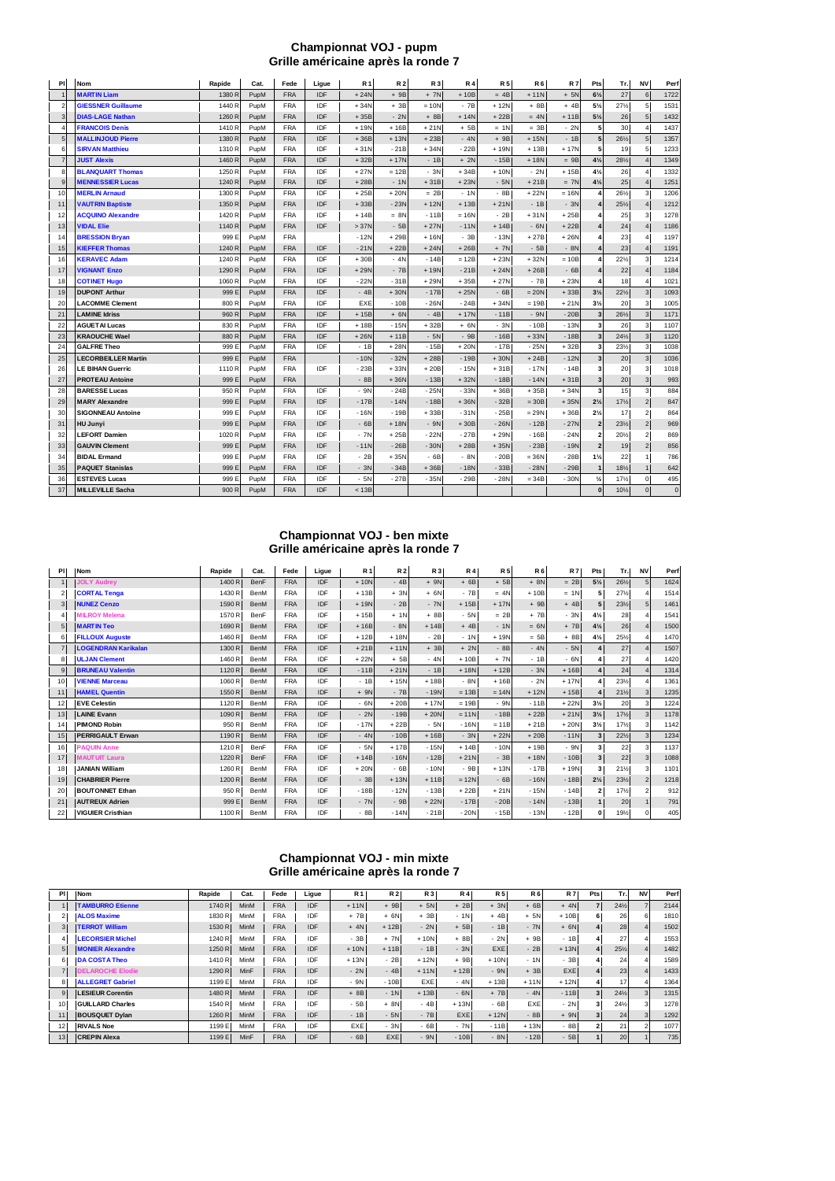## Championnat VOJ - pupm
## Grille américaine après la ronde 7

| Pl | Nom | Rapide | Cat. | Fede | Ligue | R 1 | R 2 | R 3 | R 4 | R 5 | R 6 | R 7 | Pts | Tr. | NV | Perf |
|---|---|---|---|---|---|---|---|---|---|---|---|---|---|---|---|---|
| 1 | MARTIN Liam | 1380 R | PupM | FRA | IDF | + 24N | + 9B | + 7N | + 10B | = 4B | + 11N | + 5N | 6½ | 27 | 6 | 1722 |
| 2 | GIESSNER Guillaume | 1440 R | PupM | FRA | IDF | + 34N | + 3B | = 10N | - 7B | + 12N | + 8B | + 4B | 5½ | 27½ | 5 | 1531 |
| 3 | DIAS-LAGE Nathan | 1260 R | PupM | FRA | IDF | + 35B | - 2N | + 8B | + 14N | + 22B | = 4N | + 11B | 5½ | 26 | 5 | 1432 |
| 4 | FRANCOIS Denis | 1410 R | PupM | FRA | IDF | + 19N | + 16B | + 21N | + 5B | = 1N | = 3B | - 2N | 5 | 30 | 4 | 1437 |
| 5 | MALLINJOUD Pierre | 1380 R | PupM | FRA | IDF | + 36B | + 13N | + 23B | - 4N | + 9B | + 15N | - 1B | 5 | 26½ | 5 | 1357 |
| 6 | SIRVAN Matthieu | 1310 R | PupM | FRA | IDF | + 31N | - 21B | + 34N | - 22B | + 19N | + 13B | + 17N | 5 | 19 | 5 | 1233 |
| 7 | JUST Alexis | 1460 R | PupM | FRA | IDF | + 32B | + 17N | - 1B | + 2N | - 15B | + 18N | = 9B | 4½ | 28½ | 4 | 1349 |
| 8 | BLANQUART Thomas | 1250 R | PupM | FRA | IDF | + 27N | = 12B | - 3N | + 34B | + 10N | - 2N | + 15B | 4½ | 26 | 4 | 1332 |
| 9 | MENNESSIER Lucas | 1240 R | PupM | FRA | IDF | + 28B | - 1N | + 31B | + 23N | - 5N | + 21B | = 7N | 4½ | 25 | 4 | 1251 |
| 10 | MERLIN Arnaud | 1300 R | PupM | FRA | IDF | + 25B | + 20N | = 2B | - 1N | - 8B | + 22N | = 16N | 4 | 26½ | 3 | 1206 |
| 11 | VAUTRIN Baptiste | 1350 R | PupM | FRA | IDF | + 33B | - 23N | + 12N | + 13B | + 21N | - 1B | - 3N | 4 | 25½ | 4 | 1212 |
| 12 | ACQUINO Alexandre | 1420 R | PupM | FRA | IDF | + 14B | = 8N | - 11B | = 16N | - 2B | + 31N | + 25B | 4 | 25 | 3 | 1278 |
| 13 | VIDAL Elie | 1140 R | PupM | FRA | IDF | > 37N | - 5B | + 27N | - 11N | + 14B | - 6N | + 22B | 4 | 24 | 4 | 1186 |
| 14 | BRESSION Bryan | 999 E | PupM | FRA | | - 12N | + 29B | + 16N | - 3B | - 13N | + 27B | + 26N | 4 | 23 | 4 | 1197 |
| 15 | KIEFFER Thomas | 1240 R | PupM | FRA | IDF | - 21N | + 22B | + 24N | + 26B | + 7N | - 5B | - 8N | 4 | 23 | 4 | 1191 |
| 16 | KERAVEC Adam | 1240 R | PupM | FRA | IDF | + 30B | - 4N | - 14B | = 12B | + 23N | + 32N | = 10B | 4 | 22½ | 3 | 1214 |
| 17 | VIGNANT Enzo | 1290 R | PupM | FRA | IDF | + 29N | - 7B | + 19N | - 21B | + 24N | + 26B | - 6B | 4 | 22 | 4 | 1184 |
| 18 | COTINET Hugo | 1060 R | PupM | FRA | IDF | - 22N | - 31B | + 29N | + 35B | + 27N | - 7B | + 23N | 4 | 18 | 4 | 1021 |
| 19 | DUPONT Arthur | 999 E | PupM | FRA | IDF | - 4B | + 30N | - 17B | + 25N | - 6B | = 20N | + 33B | 3½ | 22½ | 3 | 1093 |
| 20 | LACOMME Clement | 800 R | PupM | FRA | IDF | EXE | - 10B | - 26N | - 24B | + 34N | = 19B | + 21N | 3½ | 20 | 3 | 1005 |
| 21 | LAMINE Idriss | 960 R | PupM | FRA | IDF | + 15B | + 6N | - 4B | + 17N | - 11B | - 9N | - 20B | 3 | 26½ | 3 | 1171 |
| 22 | AGUETAI Lucas | 830 R | PupM | FRA | IDF | + 18B | - 15N | + 32B | + 6N | - 3N | - 10B | - 13N | 3 | 26 | 3 | 1107 |
| 23 | KRAOUCHE Wael | 880 R | PupM | FRA | IDF | + 26N | + 11B | - 5N | - 9B | - 16B | + 33N | - 18B | 3 | 24½ | 3 | 1120 |
| 24 | GALFRE Theo | 999 E | PupM | FRA | IDF | - 1B | + 28N | - 15B | + 20N | - 17B | - 25N | + 32B | 3 | 23½ | 3 | 1038 |
| 25 | LECORBEILLER Martin | 999 E | PupM | FRA | | - 10N | - 32N | + 28B | - 19B | + 30N | + 24B | - 12N | 3 | 20 | 3 | 1036 |
| 26 | LE BIHAN Guerric | 1110 R | PupM | FRA | IDF | - 23B | + 33N | + 20B | - 15N | + 31B | - 17N | - 14B | 3 | 20 | 3 | 1018 |
| 27 | PROTEAU Antoine | 999 E | PupM | FRA | | - 8B | + 36N | - 13B | + 32N | - 18B | - 14N | + 31B | 3 | 20 | 3 | 993 |
| 28 | BARESSE Lucas | 950 R | PupM | FRA | IDF | - 9N | - 24B | - 25N | - 33N | + 36B | + 35B | + 34N | 3 | 15 | 3 | 884 |
| 29 | MARY Alexandre | 999 E | PupM | FRA | IDF | - 17B | - 14N | - 18B | + 36N | - 32B | = 30B | + 35N | 2½ | 17½ | 2 | 847 |
| 30 | SIGONNEAU Antoine | 999 E | PupM | FRA | IDF | - 16N | - 19B | + 33B | - 31N | - 25B | = 29N | + 36B | 2½ | 17 | 2 | 864 |
| 31 | HU Junyi | 999 E | PupM | FRA | IDF | - 6B | + 18N | - 9N | + 30B | - 26N | - 12B | - 27N | 2 | 23½ | 2 | 969 |
| 32 | LEFORT Damien | 1020 R | PupM | FRA | IDF | - 7N | + 25B | - 22N | - 27B | + 29N | - 16B | - 24N | 2 | 20½ | 2 | 869 |
| 33 | GAUVIN Clement | 999 E | PupM | FRA | IDF | - 11N | - 26B | - 30N | + 28B | + 35N | - 23B | - 19N | 2 | 19 | 2 | 856 |
| 34 | BIDAL Ermand | 999 E | PupM | FRA | IDF | - 2B | + 35N | - 6B | - 8N | - 20B | = 36N | - 28B | 1½ | 22 | 1 | 786 |
| 35 | PAQUET Stanislas | 999 E | PupM | FRA | IDF | - 3N | - 34B | + 36B | - 18N | - 33B | - 28N | - 29B | 1 | 18½ | 1 | 642 |
| 36 | ESTEVES Lucas | 999 E | PupM | FRA | IDF | - 5N | - 27B | - 35N | - 29B | - 28N | = 34B | - 30N | ½ | 17½ | 0 | 495 |
| 37 | MILLEVILLE Sacha | 900 R | PupM | FRA | IDF | < 13B | | | | | | | 0 | 10½ | 0 | 0 |

## Championnat VOJ - ben mixte
## Grille américaine après la ronde 7

| Pl | Nom | Rapide | Cat. | Fede | Ligue | R 1 | R 2 | R 3 | R 4 | R 5 | R 6 | R 7 | Pts | Tr. | NV | Perf |
|---|---|---|---|---|---|---|---|---|---|---|---|---|---|---|---|---|
| 1 | JOLY Audrey | 1400 R | BenF | FRA | IDF | + 10N | - 4B | + 9N | + 6B | + 5B | + 8N | = 2B | 5½ | 26½ | 5 | 1624 |
| 2 | CORTAL Tenga | 1430 R | BenM | FRA | IDF | + 13B | + 3N | + 6N | - 7B | = 4N | + 10B | = 1N | 5 | 27½ | 4 | 1514 |
| 3 | NUNEZ Cenzo | 1590 R | BenM | FRA | IDF | + 19N | - 2B | - 7N | + 15B | + 17N | + 9B | + 4B | 5 | 23½ | 5 | 1461 |
| 4 | MILROY Melena | 1570 R | BenF | FRA | IDF | + 15B | + 1N | + 8B | - 5N | = 2B | + 7B | - 3N | 4½ | 28 | 4 | 1541 |
| 5 | MARTIN Teo | 1690 R | BenM | FRA | IDF | + 16B | - 8N | + 14B | + 4B | - 1N | = 6N | + 7B | 4½ | 26 | 4 | 1500 |
| 6 | FILLOUX Auguste | 1460 R | BenM | FRA | IDF | + 12B | + 18N | - 2B | - 1N | + 19N | = 5B | + 8B | 4½ | 25½ | 4 | 1470 |
| 7 | LOGENDRAN Karikalan | 1300 R | BenM | FRA | IDF | + 21B | + 11N | + 3B | + 2N | - 8B | - 4N | - 5N | 4 | 27 | 4 | 1507 |
| 8 | ULJAN Clement | 1460 R | BenM | FRA | IDF | + 22N | + 5B | - 4N | + 10B | + 7N | - 1B | - 6N | 4 | 27 | 4 | 1420 |
| 9 | BRUNEAU Valentin | 1120 R | BenM | FRA | IDF | - 11B | + 21N | - 1B | + 18N | + 12B | - 3N | + 16B | 4 | 24 | 4 | 1314 |
| 10 | VIENNE Marceau | 1060 R | BenM | FRA | IDF | - 1B | + 15N | + 18B | - 8N | + 16B | - 2N | + 17N | 4 | 23½ | 4 | 1361 |
| 11 | HAMEL Quentin | 1550 R | BenM | FRA | IDF | + 9N | - 7B | - 19N | = 13B | = 14N | + 12N | + 15B | 4 | 21½ | 3 | 1235 |
| 12 | EVE Celestin | 1120 R | BenM | FRA | IDF | - 6N | + 20B | + 17N | = 19B | - 9N | - 11B | + 22N | 3½ | 20 | 3 | 1224 |
| 13 | LAINE Evann | 1090 R | BenM | FRA | IDF | - 2N | - 19B | + 20N | = 11N | - 18B | + 22B | + 21N | 3½ | 17½ | 3 | 1178 |
| 14 | PIMOND Robin | 950 R | BenM | FRA | IDF | - 17N | + 22B | - 5N | - 16N | = 11B | + 21B | + 20N | 3½ | 17½ | 3 | 1142 |
| 15 | PERRIGAULT Erwan | 1190 R | BenM | FRA | IDF | - 4N | - 10B | + 16B | - 3N | + 22N | + 20B | - 11N | 3 | 22½ | 3 | 1234 |
| 16 | PAQUIN Anne | 1210 R | BenF | FRA | IDF | - 5N | + 17B | - 15N | + 14B | - 10N | + 19B | - 9N | 3 | 22 | 3 | 1137 |
| 17 | MAUTUIT Laura | 1220 R | BenF | FRA | IDF | + 14B | - 16N | - 12B | + 21N | - 3B | + 18N | - 10B | 3 | 22 | 3 | 1088 |
| 18 | JANIAN William | 1260 R | BenM | FRA | IDF | + 20N | - 6B | - 10N | - 9B | + 13N | - 17B | + 19N | 3 | 21½ | 3 | 1101 |
| 19 | CHABRIER Pierre | 1200 R | BenM | FRA | IDF | - 3B | + 13N | + 11B | = 12N | - 6B | - 16N | - 18B | 2½ | 23½ | 2 | 1218 |
| 20 | BOUTONNET Ethan | 950 R | BenM | FRA | IDF | - 18B | - 12N | - 13B | + 22B | + 21N | - 15N | - 14B | 2 | 17½ | 2 | 912 |
| 21 | AUTREUX Adrien | 999 E | BenM | FRA | IDF | - 7N | - 9B | + 22N | - 17B | - 20B | - 14N | - 13B | 1 | 20 | 1 | 791 |
| 22 | VIGUIER Cristhian | 1100 R | BenM | FRA | IDF | - 8B | - 14N | - 21B | - 20N | - 15B | - 13N | - 12B | 0 | 19½ | 0 | 405 |

## Championnat VOJ - min mixte
## Grille américaine après la ronde 7

| Pl | Nom | Rapide | Cat. | Fede | Ligue | R 1 | R 2 | R 3 | R 4 | R 5 | R 6 | R 7 | Pts | Tr. | NV | Perf |
|---|---|---|---|---|---|---|---|---|---|---|---|---|---|---|---|---|
| 1 | TAMBURRO Etienne | 1740 R | MinM | FRA | IDF | + 11N | + 9B | + 5N | + 2B | + 3N | + 6B | + 4N | 7 | 24½ | 7 | 2144 |
| 2 | ALOS Maxime | 1830 R | MinM | FRA | IDF | + 7B | + 6N | + 3B | - 1N | + 4B | + 5N | + 10B | 6 | 26 | 6 | 1810 |
| 3 | TERROT William | 1530 R | MinM | FRA | IDF | + 4N | + 12B | - 2N | + 5B | - 1B | - 7N | + 6N | 4 | 28 | 4 | 1502 |
| 4 | LECORSIER Michel | 1240 R | MinM | FRA | IDF | - 3B | + 7N | + 10N | + 8B | - 2N | + 9B | - 1B | 4 | 27 | 4 | 1553 |
| 5 | MONIER Alexandre | 1250 R | MinM | FRA | IDF | + 10N | + 11B | - 1B | - 3N | EXE | - 2B | + 13N | 4 | 25½ | 4 | 1482 |
| 6 | DA COSTA Theo | 1410 R | MinM | FRA | IDF | + 13N | - 2B | + 12N | + 9B | + 10N | - 1N | - 3B | 4 | 24 | 4 | 1589 |
| 7 | DELAROCHE Elodie | 1290 R | MinF | FRA | IDF | - 2N | - 4B | + 11N | + 12B | - 9N | + 3B | EXE | 4 | 23 | 4 | 1433 |
| 8 | ALLEGRET Gabriel | 1199 E | MinM | FRA | IDF | - 9N | - 10B | EXE | - 4N | + 13B | + 11N | + 12N | 4 | 17 | 4 | 1364 |
| 9 | LESIEUR Corentin | 1480 R | MinM | FRA | IDF | + 8B | - 1N | + 13B | - 6N | + 7B | - 4N | - 11B | 3 | 24½ | 3 | 1315 |
| 10 | GUILLARD Charles | 1540 R | MinM | FRA | IDF | - 5B | + 8N | - 4B | + 13N | - 6B | EXE | - 2N | 3 | 24½ | 3 | 1278 |
| 11 | BOUSQUET Dylan | 1260 R | MinM | FRA | IDF | - 1B | - 5N | - 7B | EXE | + 12N | - 8B | + 9N | 3 | 24 | 3 | 1292 |
| 12 | RIVALS Noe | 1199 E | MinM | FRA | IDF | EXE | - 3N | - 6B | - 7N | - 11B | + 13N | - 8B | 2 | 21 | 2 | 1077 |
| 13 | CREPIN Alexa | 1199 E | MinF | FRA | IDF | - 6B | EXE | - 9N | - 10B | - 8N | - 12B | - 5B | 1 | 20 | 1 | 735 |